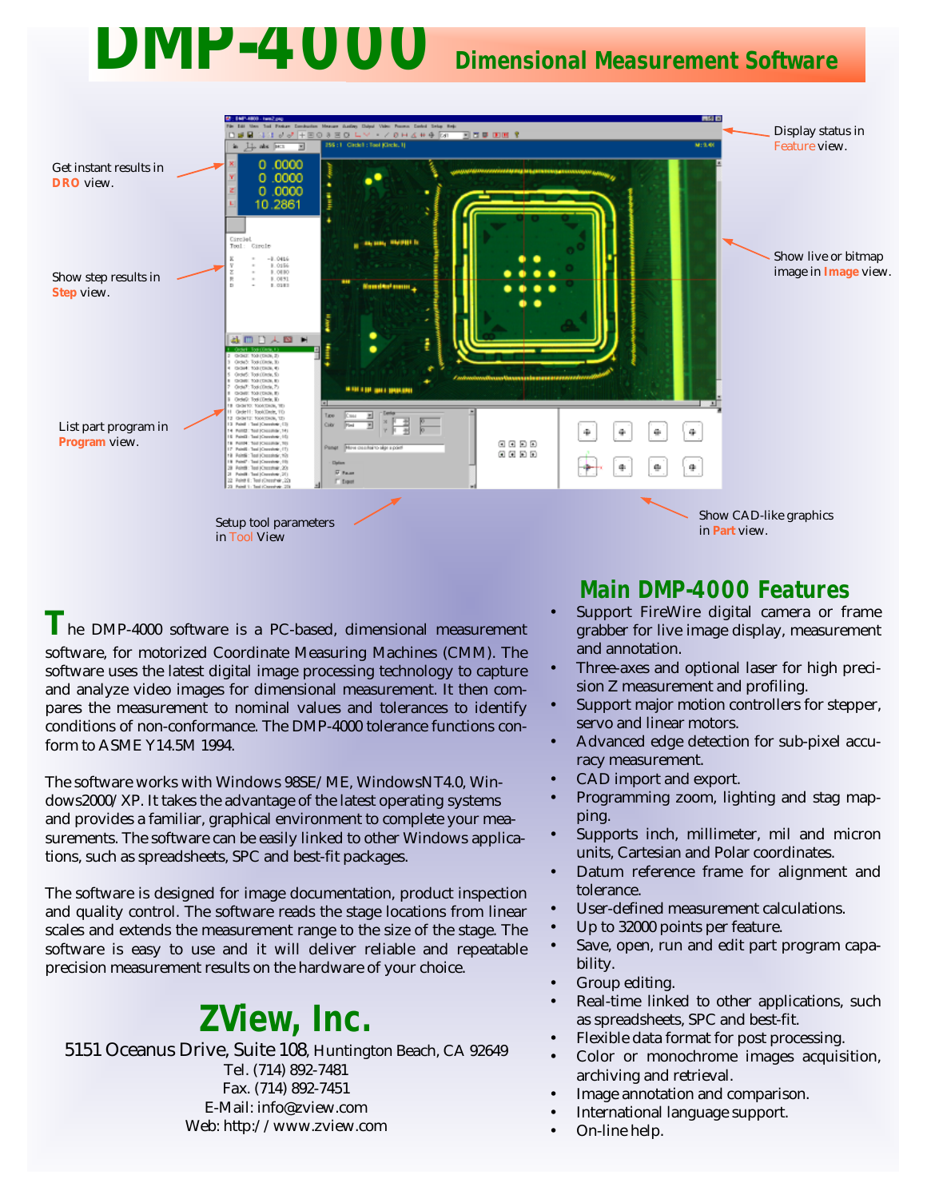# DMP-4000 Dimensional Measurement Software

Get instant results in **DRO** view.

Display status in Feature view.

Show step results in **Step** view.

Show live or bitmap image in **Image** view.

List part program in **Program** view.

Setup tool parameters in Tool View

Show CAD-like graphics in **Part** view.

The DMP-4000 software is a PC-based, dimensional measurement software, for motorized Coordinate Measuring Machines (CMM). The software uses the latest digital image processing technology to capture and analyze video images for dimensional measurement. It then compares the measurement to nominal values and tolerances to identify conditions of non-conformance. The DMP-4000 tolerance functions conform to ASME Y14.5M 1994.

The software works with Windows 98SE/ME, WindowsNT4.0, Windows2000/XP. It takes the advantage of the latest operating systems and provides a familiar, graphical environment to complete your measurements. The software can be easily linked to other Windows applications, such as spreadsheets, SPC and best-fit packages.

The software is designed for image documentation, product inspection and quality control. The software reads the stage locations from linear scales and extends the measurement range to the size of the stage. The software is easy to use and it will deliver reliable and repeatable precision measurement results on the hardware of your choice.

## ZView, Inc.

5151 Oceanus Drive, Suite 108, Huntington Beach, CA 92649
Tel. (714) 892-7481
Fax. (714) 892-7451
E-Mail: info@zview.com
Web: http://www.zview.com

## Main DMP-4000 Features

- Support FireWire digital camera or frame grabber for live image display, measurement and annotation.
- Three-axes and optional laser for high precision Z measurement and profiling.
- Support major motion controllers for stepper, servo and linear motors.
- Advanced edge detection for sub-pixel accuracy measurement.
- CAD import and export.
- Programming zoom, lighting and stag mapping.
- Supports inch, millimeter, mil and micron units, Cartesian and Polar coordinates.
- Datum reference frame for alignment and tolerance.
- User-defined measurement calculations.
- Up to 32000 points per feature.
- Save, open, run and edit part program capability.
- Group editing.
- Real-time linked to other applications, such as spreadsheets, SPC and best-fit.
- Flexible data format for post processing.
- Color or monochrome images acquisition, archiving and retrieval.
- Image annotation and comparison.
- International language support.
- On-line help.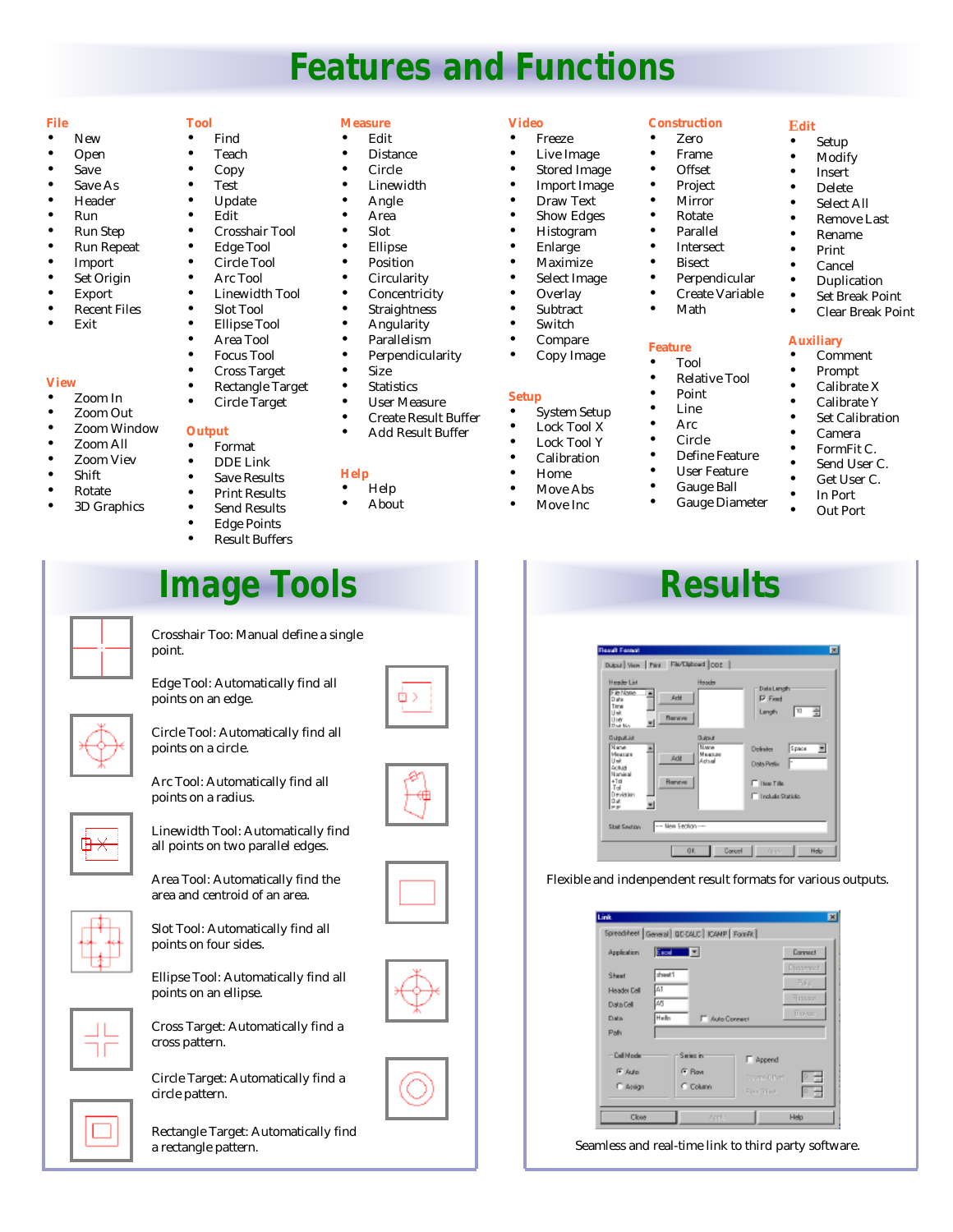# Features and Functions

### File
- New
- Open
- Save
- Save As
- Header
- Run
- Run Step
- Run Repeat
- Import
- Set Origin
- Export
- Recent Files
- Exit

### View
- Zoom In
- Zoom Out
- Zoom Window
- Zoom All
- Zoom Viev
- Shift
- Rotate
- 3D Graphics

### Tool
- Find
- Teach
- Copy
- Test
- Update
- Edit
- Crosshair Tool
- Edge Tool
- Circle Tool
- Arc Tool
- Linewidth Tool
- Slot Tool
- Ellipse Tool
- Area Tool
- Focus Tool
- Cross Target
- Rectangle Target
- Circle Target

### Output
- Format
- DDE Link
- Save Results
- Print Results
- Send Results
- Edge Points
- Result Buffers

### Measure
- Edit
- Distance
- Circle
- Linewidth
- Angle
- Area
- Slot
- Ellipse
- Position
- Circularity
- Concentricity
- Straightness
- Angularity
- Parallelism
- Perpendicularity
- Size
- Statistics
- User Measure
- Create Result Buffer
- Add Result Buffer

### Help
- Help
- About

### Video
- Freeze
- Live Image
- Stored Image
- Import Image
- Draw Text
- Show Edges
- Histogram
- Enlarge
- Maximize
- Select Image
- Overlay
- Subtract
- Switch
- Compare
- Copy Image

### Setup
- System Setup
- Lock Tool X
- Lock Tool Y
- Calibration
- Home
- Move Abs
- Move Inc

### Construction
- Zero
- Frame
- Offset
- Project
- Mirror
- Rotate
- Parallel
- Intersect
- Bisect
- Perpendicular
- Create Variable
- Math

### Feature
- Tool
- Relative Tool
- Point
- Line
- Arc
- Circle
- Define Feature
- User Feature
- Gauge Ball
- Gauge Diameter

### Edit
- Setup
- Modify
- Insert
- Delete
- Select All
- Remove Last
- Rename
- Print
- Cancel
- Duplication
- Set Break Point
- Clear Break Point

### Auxiliary
- Comment
- Prompt
- Calibrate X
- Calibrate Y
- Set Calibration
- Camera
- FormFit C.
- Send User C.
- Get User C.
- In Port
- Out Port

# Image Tools

Crosshair Too: Manual define a single point.

Edge Tool: Automatically find all points on an edge.

Circle Tool: Automatically find all points on a circle.

Arc Tool: Automatically find all points on a radius.

Linewidth Tool: Automatically find all points on two parallel edges.

Area Tool: Automatically find the area and centroid of an area.

Slot Tool: Automatically find all points on four sides.

Ellipse Tool: Automatically find all points on an ellipse.

Cross Target: Automatically find a cross pattern.

Circle Target: Automatically find a circle pattern.

Rectangle Target: Automatically find a rectangle pattern.

# Results

Flexible and indenpendent result formats for various outputs.

Seamless and real-time link to third party software.